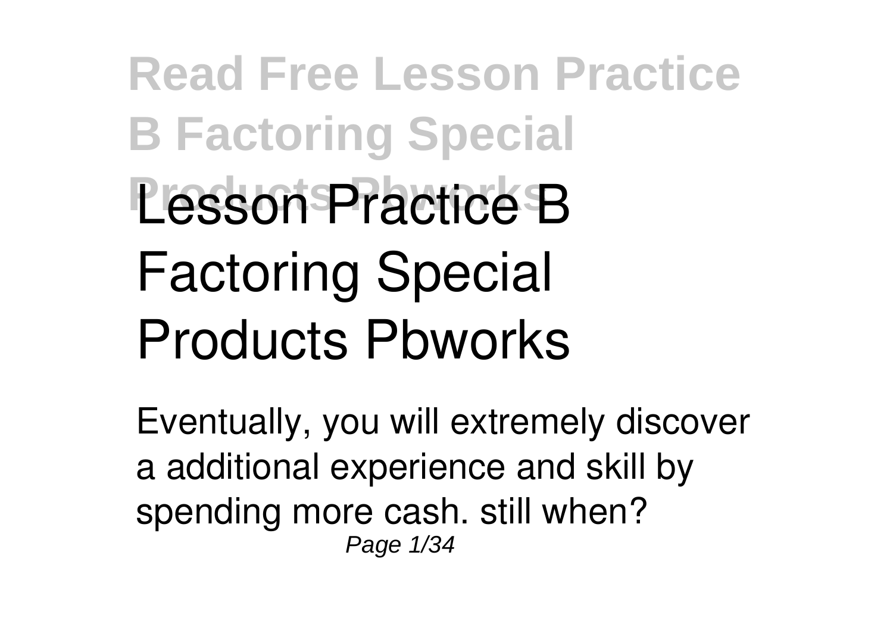# Lesson Practice B Factoring Special Products Pbworks

Eventually, you will extremely discover a additional experience and skill by spending more cash. still when?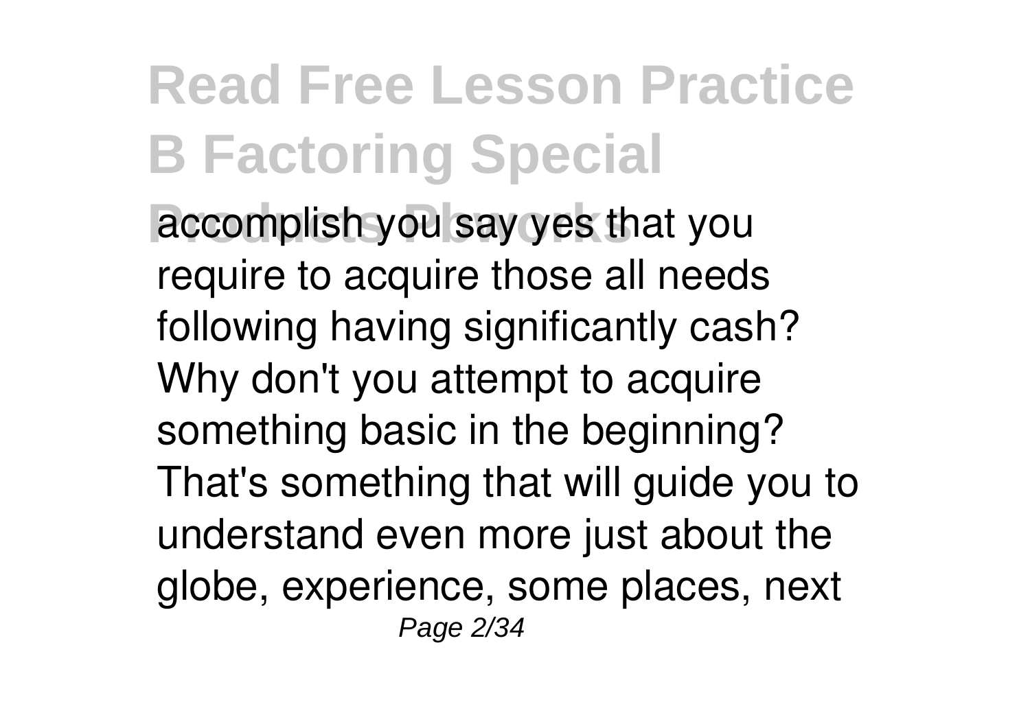accomplish you say yes that you require to acquire those all needs following having significantly cash? Why don't you attempt to acquire something basic in the beginning? That's something that will guide you to understand even more just about the globe, experience, some places, next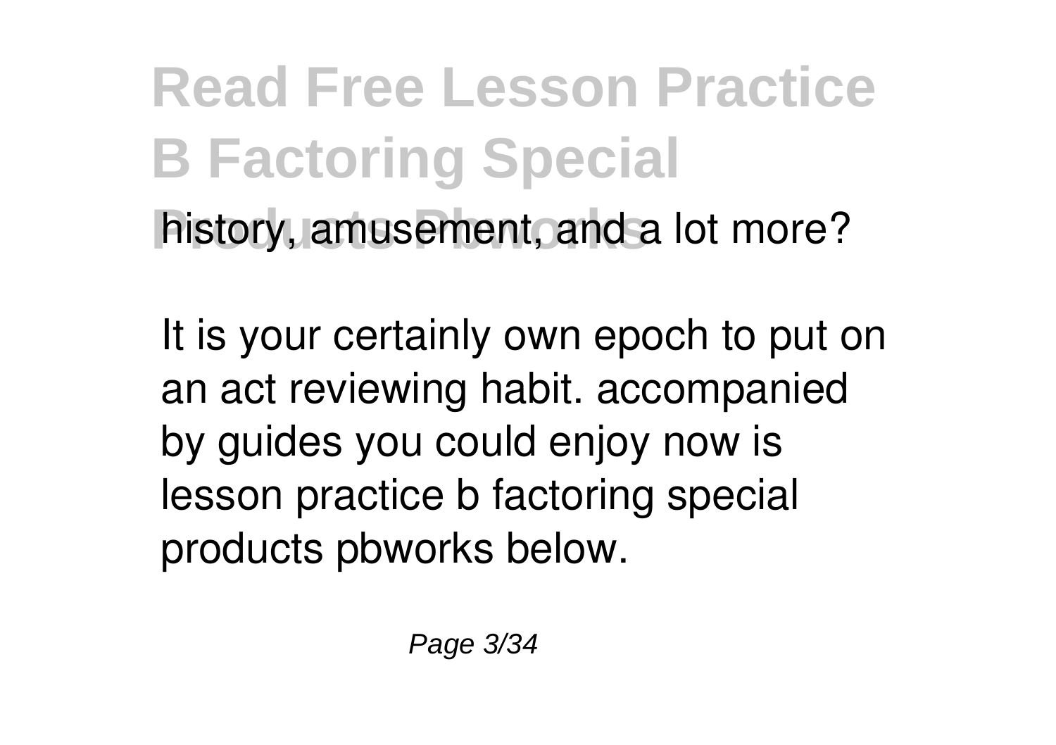history, amusement, and a lot more?

It is your certainly own epoch to put on an act reviewing habit. accompanied by guides you could enjoy now is lesson practice b factoring special products pbworks below.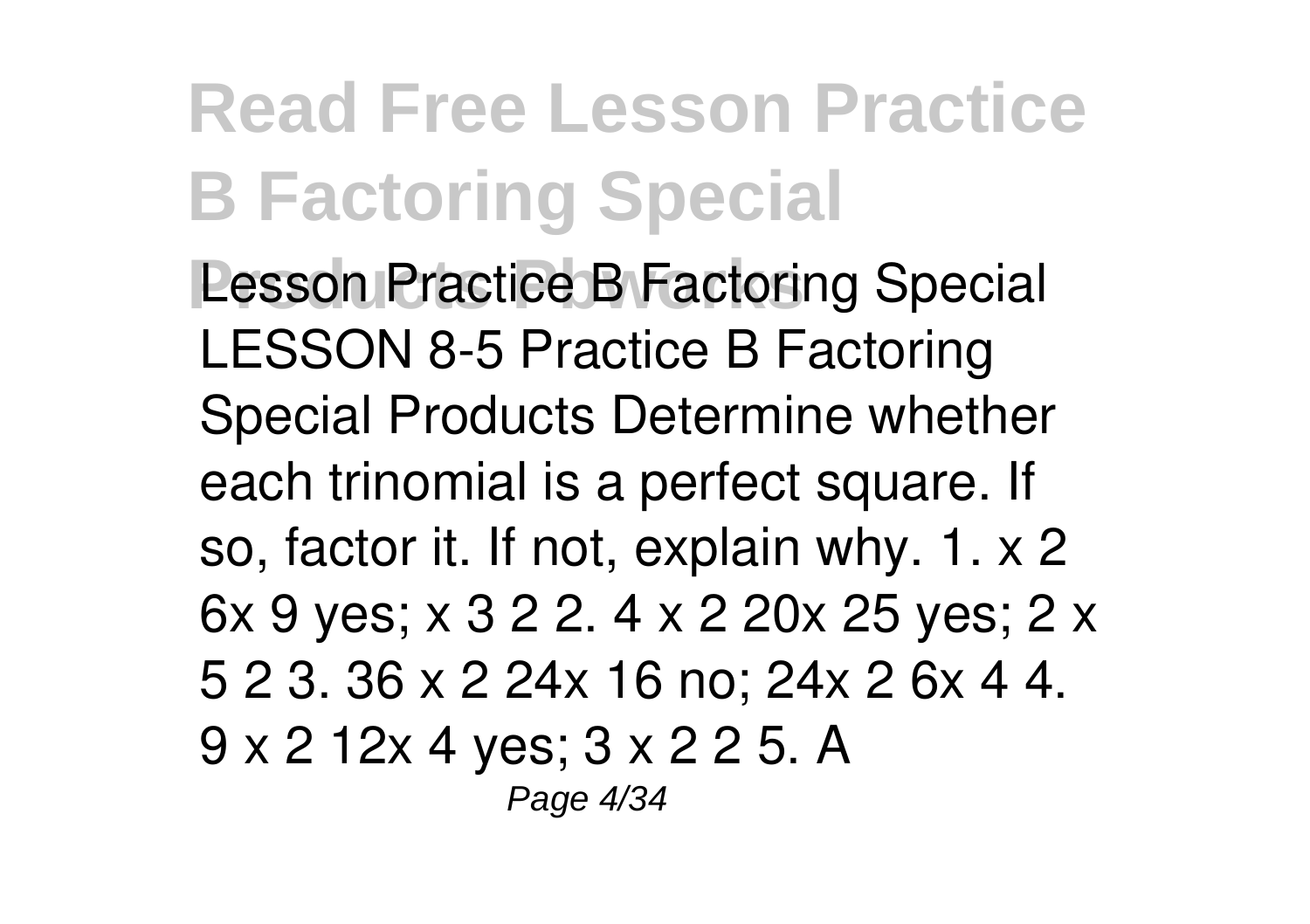Lesson Practice B Factoring Special LESSON 8-5 Practice B Factoring Special Products Determine whether each trinomial is a perfect square. If so, factor it. If not, explain why. 1. x 2 6x 9 yes; x 3 2 2. 4 x 2 20x 25 yes; 2 x 5 2 3. 36 x 2 24x 16 no; 24x 2 6x 4 4. 9 x 2 12x 4 yes; 3 x 2 2 5. A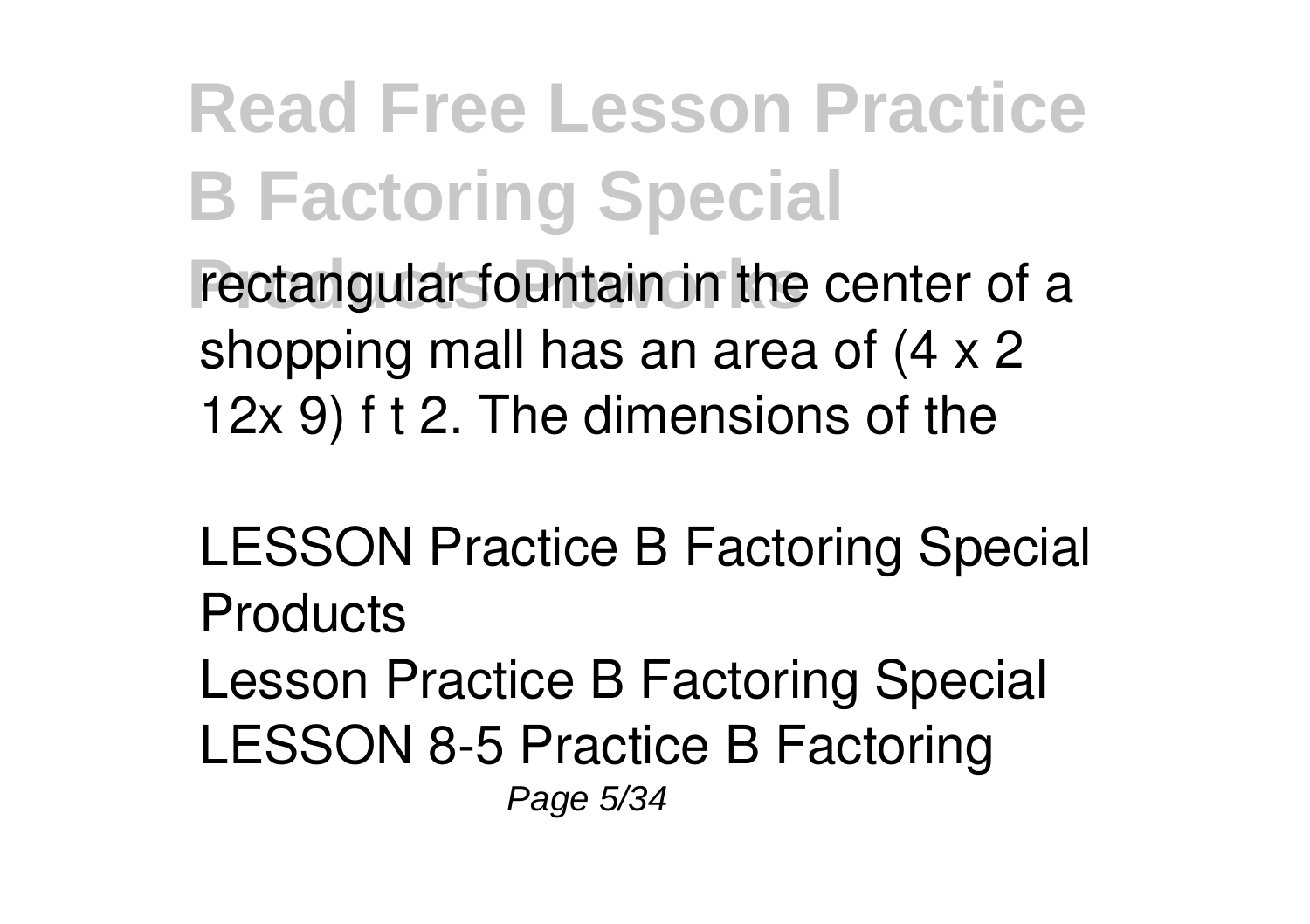rectangular fountain in the center of a shopping mall has an area of (4 x 2 12x 9) f t 2. The dimensions of the

**LESSON Practice B Factoring Special Products**

Lesson Practice B Factoring Special LESSON 8-5 Practice B Factoring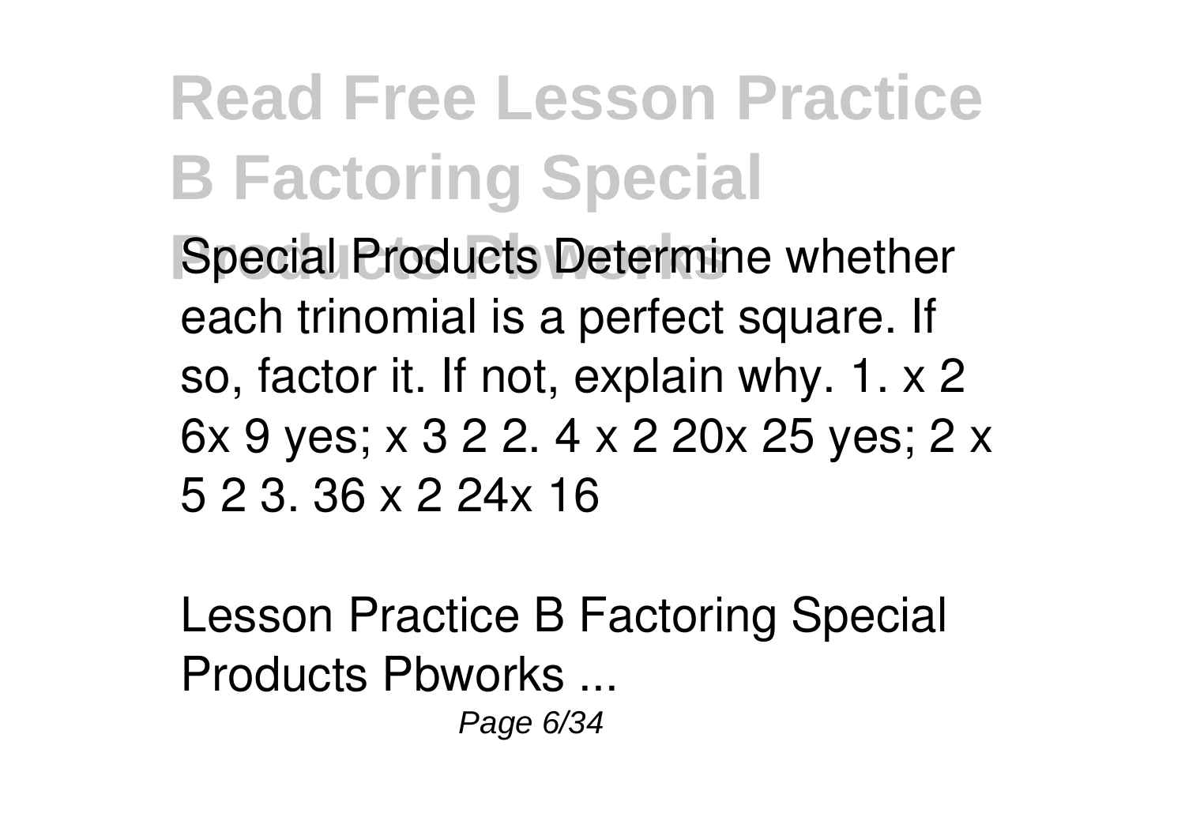# Read Free Lesson Practice B Factoring Special Products Pbworks

Special Products Determine whether each trinomial is a perfect square. If so, factor it. If not, explain why. 1. x 2 6x 9 yes; x 3 2 2. 4 x 2 20x 25 yes; 2 x 5 2 3. 36 x 2 24x 16

Lesson Practice B Factoring Special Products Pbworks ...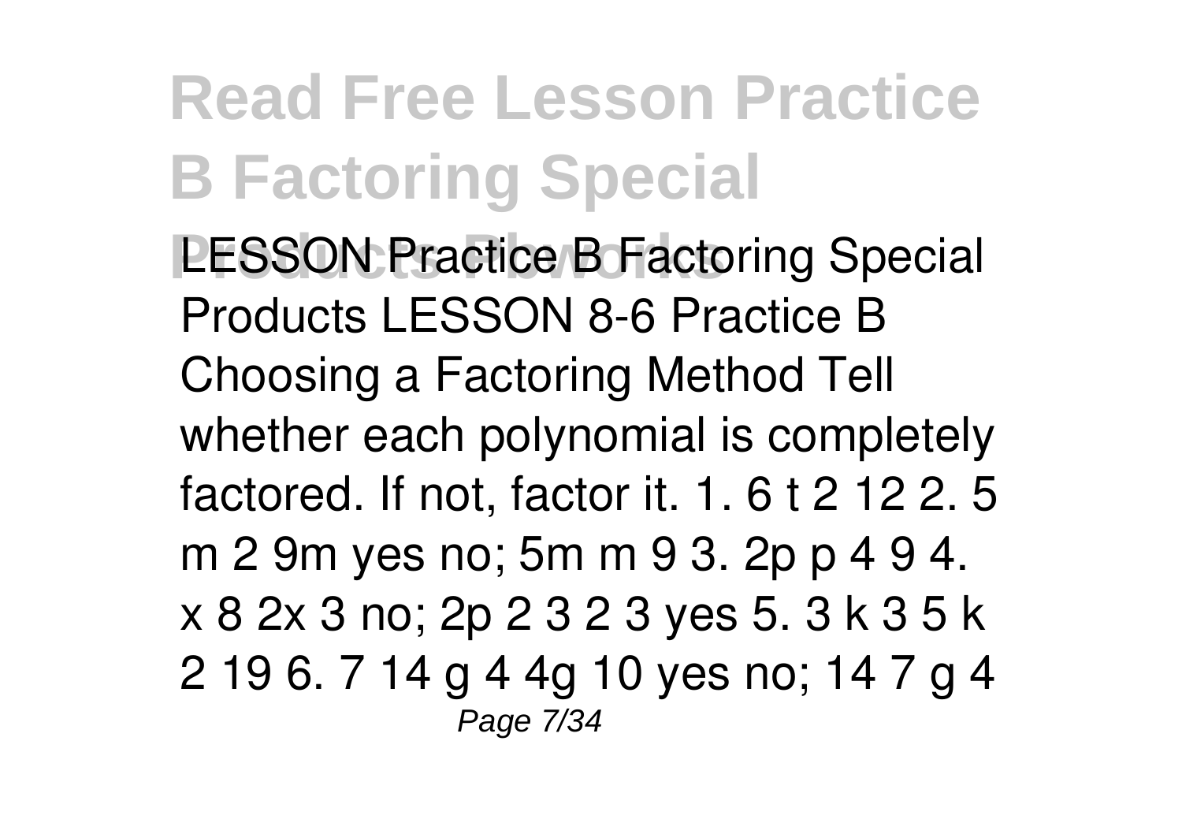# Read Free Lesson Practice B Factoring Special Products Pbworks

LESSON Practice B Factoring Special Products LESSON 8-6 Practice B Choosing a Factoring Method Tell whether each polynomial is completely factored. If not, factor it. 1. 6 t 2 12 2. 5 m 2 9m yes no; 5m m 9 3. 2p p 4 9 4. x 8 2x 3 no; 2p 2 3 2 3 yes 5. 3 k 3 5 k 2 19 6. 7 14 g 4 4g 10 yes no; 14 7 g 4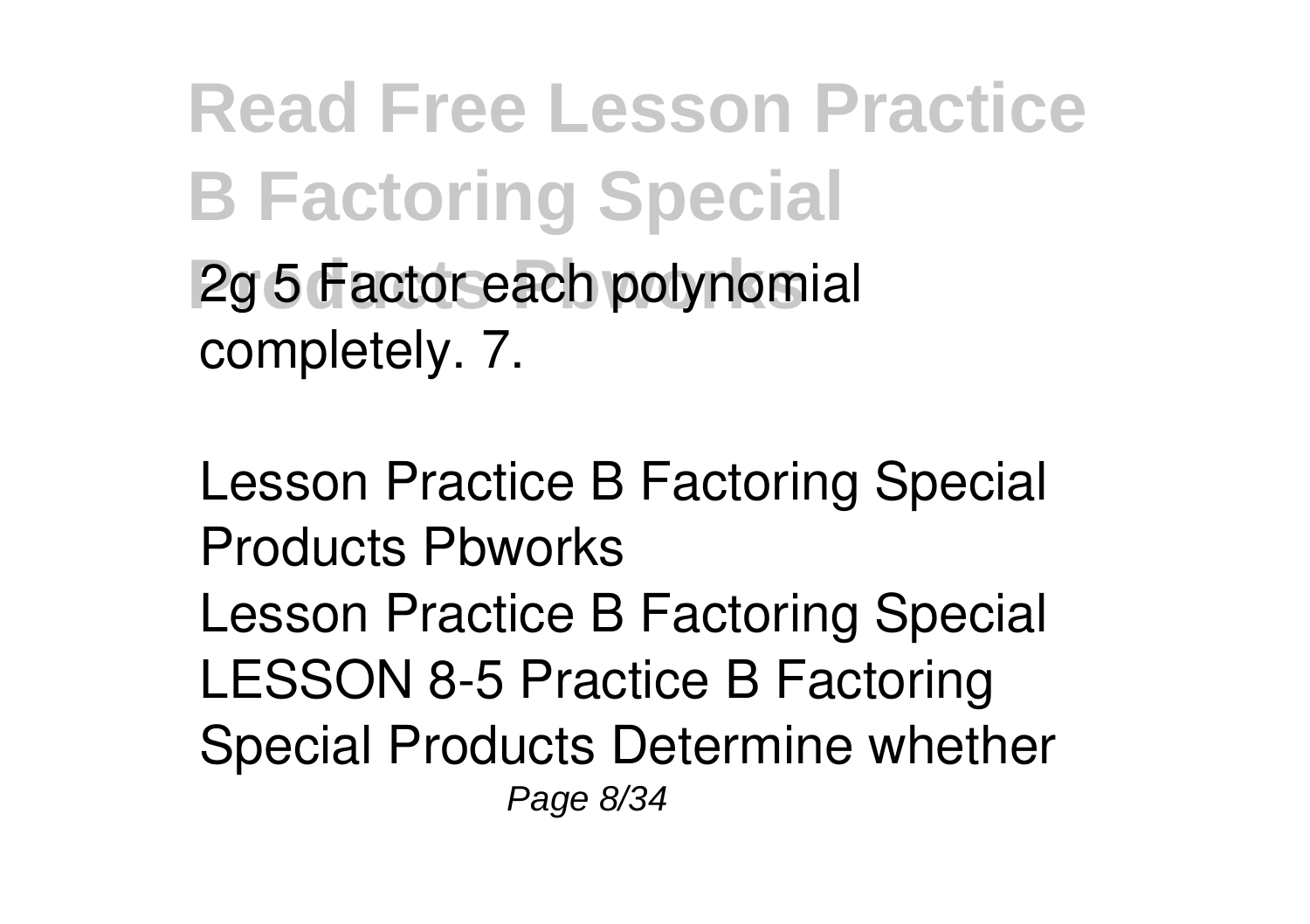2g 5 Factor each polynomial completely. 7.

Lesson Practice B Factoring Special Products Pbworks

Lesson Practice B Factoring Special LESSON 8-5 Practice B Factoring Special Products Determine whether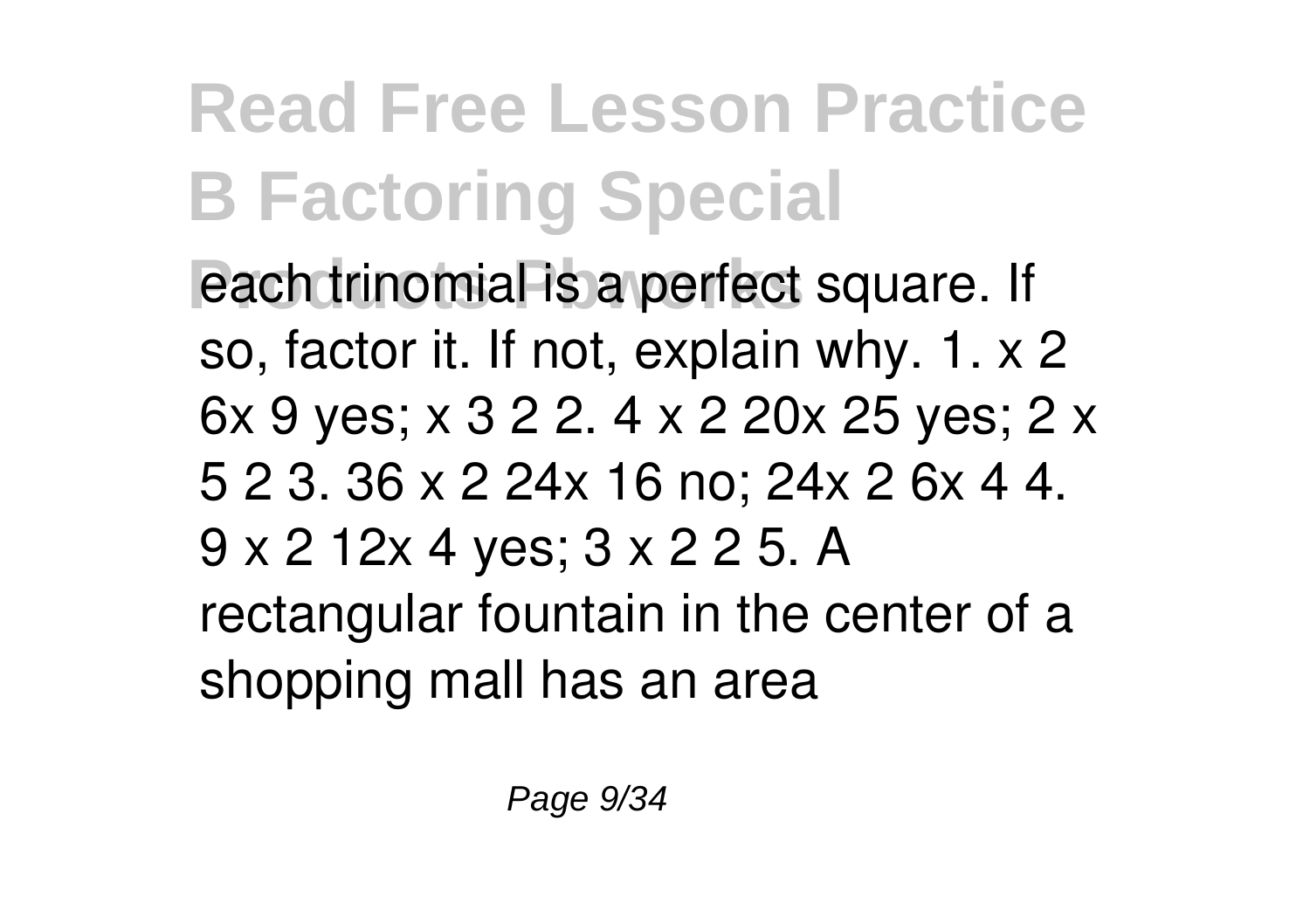# Read Free Lesson Practice B Factoring Special Products Pbworks

each trinomial is a perfect square. If so, factor it. If not, explain why. 1. x 2 6x 9 yes; x 3 2 2. 4 x 2 20x 25 yes; 2 x 5 2 3. 36 x 2 24x 16 no; 24x 2 6x 4 4. 9 x 2 12x 4 yes; 3 x 2 2 5. A rectangular fountain in the center of a shopping mall has an area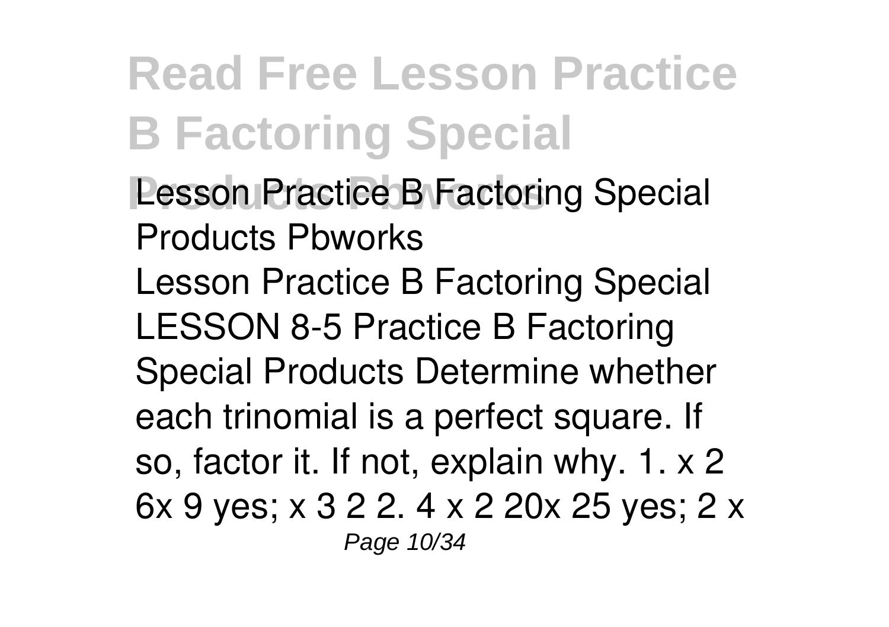# Read Free Lesson Practice B Factoring Special Products Pbworks

## Lesson Practice B Factoring Special Products Pbworks

Lesson Practice B Factoring Special LESSON 8-5 Practice B Factoring Special Products Determine whether each trinomial is a perfect square. If so, factor it. If not, explain why. 1. x 2 6x 9 yes; x 3 2 2. 4 x 2 20x 25 yes; 2 x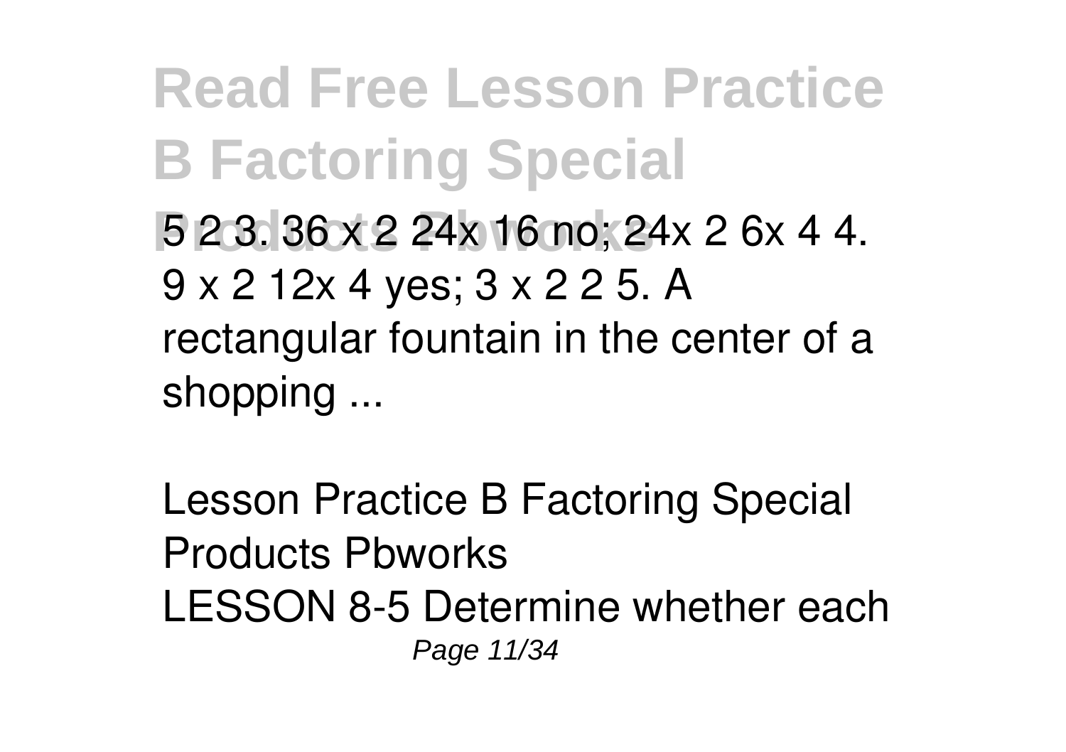5 2 3. 36 x 2 24x 16 no; 24x 2 6x 4 4. 9 x 2 12x 4 yes; 3 x 2 2 5. A rectangular fountain in the center of a shopping ...

Lesson Practice B Factoring Special Products Pbworks

LESSON 8-5 Determine whether each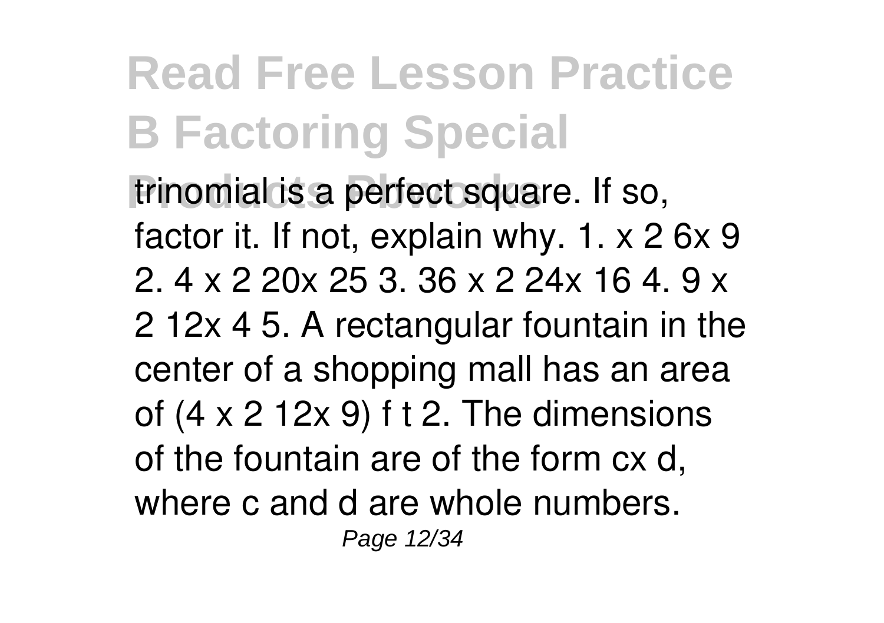trinomial is a perfect square. If so, factor it. If not, explain why. 1. $x^2$ $6x$ $9$ 2. $4x^2$ $20x$ $25$ 3. $36x^2$ $24x$ $16$ 4. $9x^2$ $12x$ $4$ 5. A rectangular fountain in the center of a shopping mall has an area of ($4x^2$ $12x$ $9$) $\text{ft}^2$. The dimensions of the fountain are of the form $cx$ $d$, where $c$ and $d$ are whole numbers.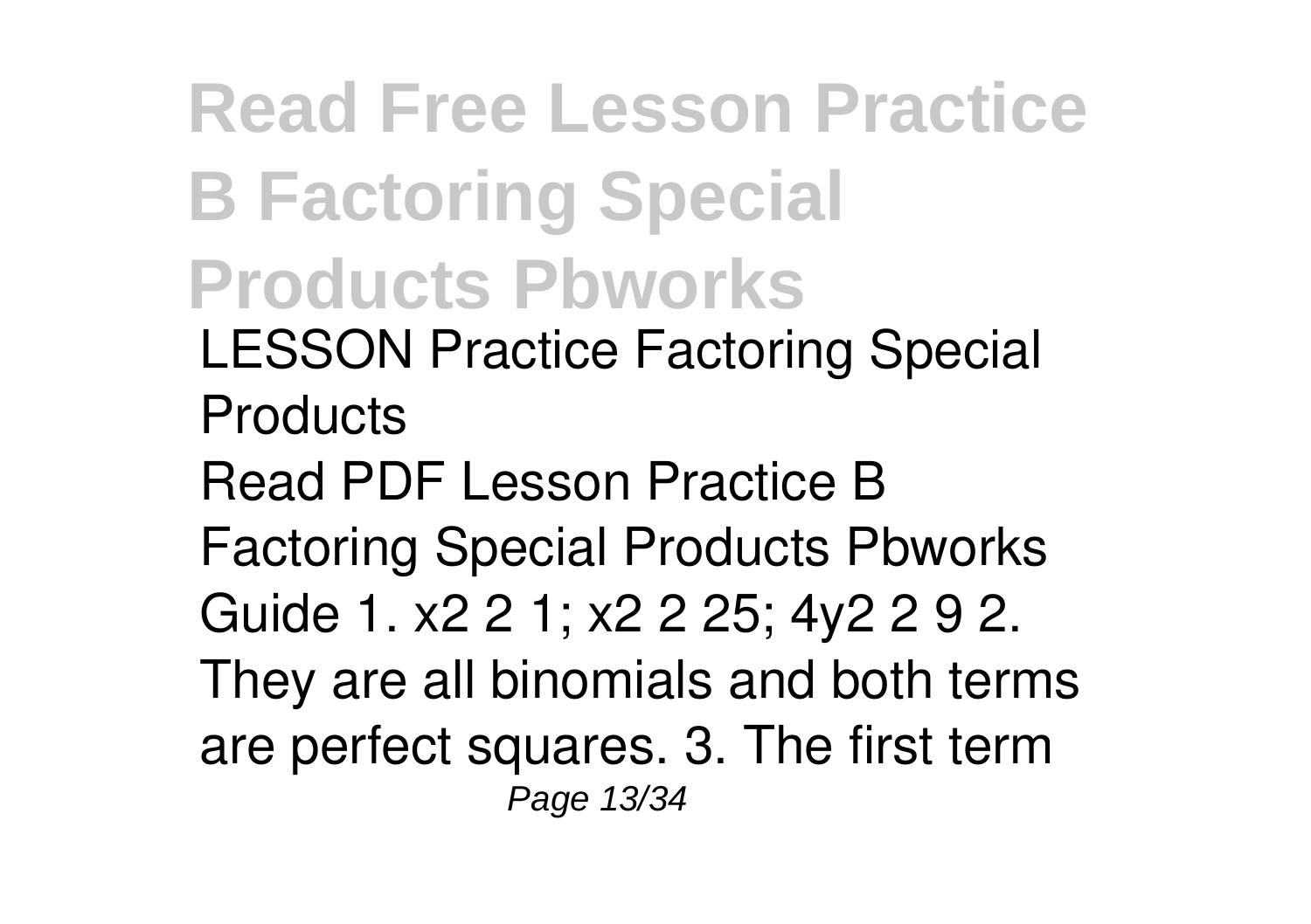# Read Free Lesson Practice B Factoring Special Products Pbworks

*LESSON Practice Factoring Special Products*

Read PDF Lesson Practice B Factoring Special Products Pbworks Guide 1. x2 2 1; x2 2 25; 4y2 2 9 2. They are all binomials and both terms are perfect squares. 3. The first term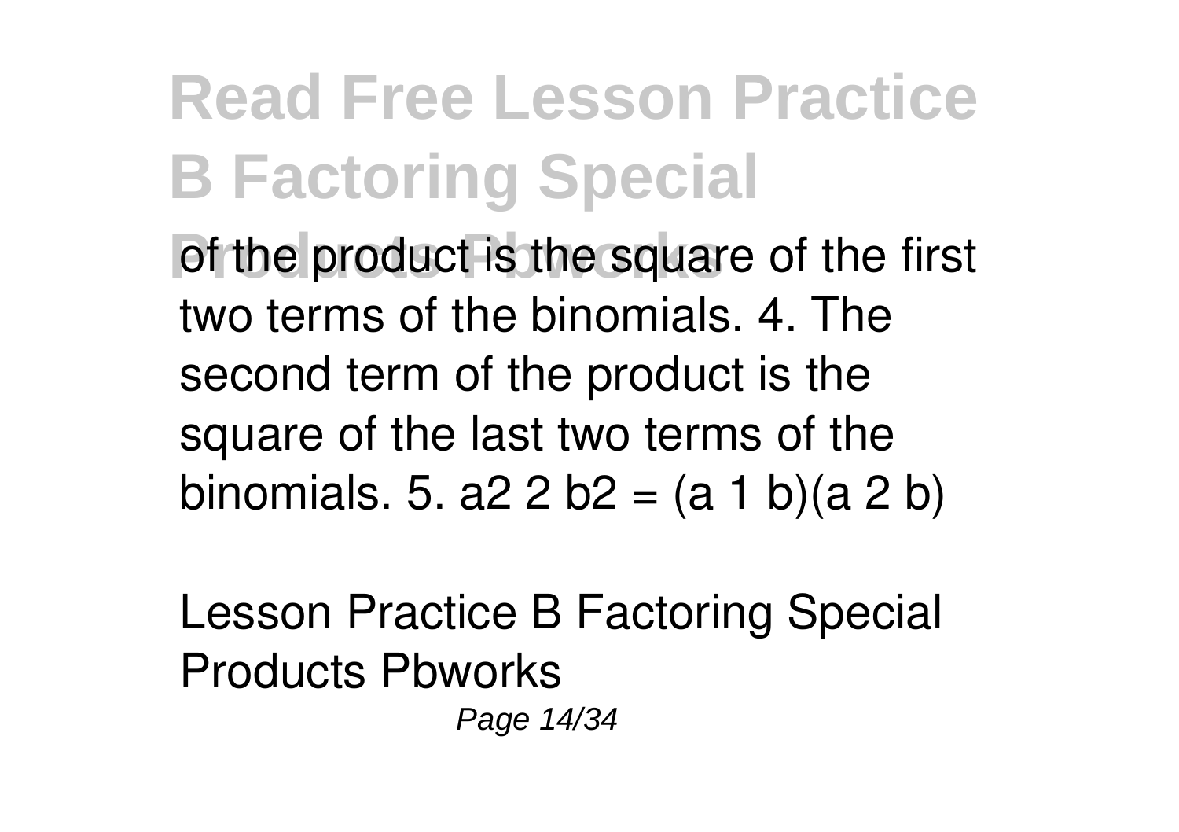of the product is the square of the first two terms of the binomials. 4. The second term of the product is the square of the last two terms of the binomials. 5. a2 2 b2 = (a 1 b)(a 2 b)

Lesson Practice B Factoring Special Products Pbworks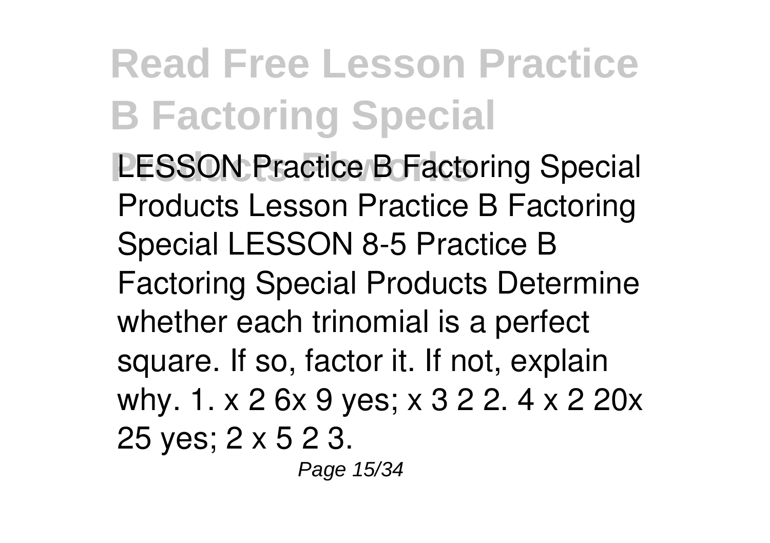# Read Free Lesson Practice B Factoring Special Products Pbworks

LESSON Practice B Factoring Special Products Lesson Practice B Factoring Special LESSON 8-5 Practice B Factoring Special Products Determine whether each trinomial is a perfect square. If so, factor it. If not, explain why. 1. x 2 6x 9 yes; x 3 2 2. 4 x 2 20x 25 yes; 2 x 5 2 3.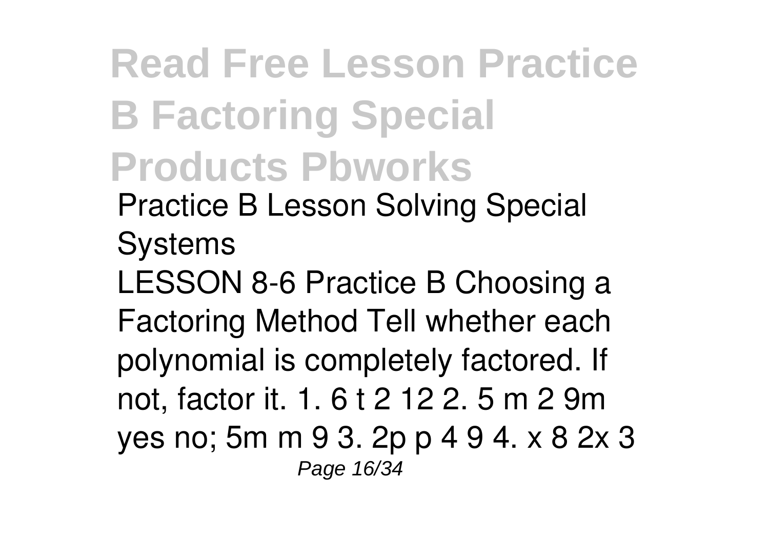# Read Free Lesson Practice B Factoring Special Products Pbworks

*Practice B Lesson Solving Special Systems*

LESSON 8-6 Practice B Choosing a Factoring Method Tell whether each polynomial is completely factored. If not, factor it. 1. 6 t 2 12 2. 5 m 2 9m yes no; 5m m 9 3. 2p p 4 9 4. x 8 2x 3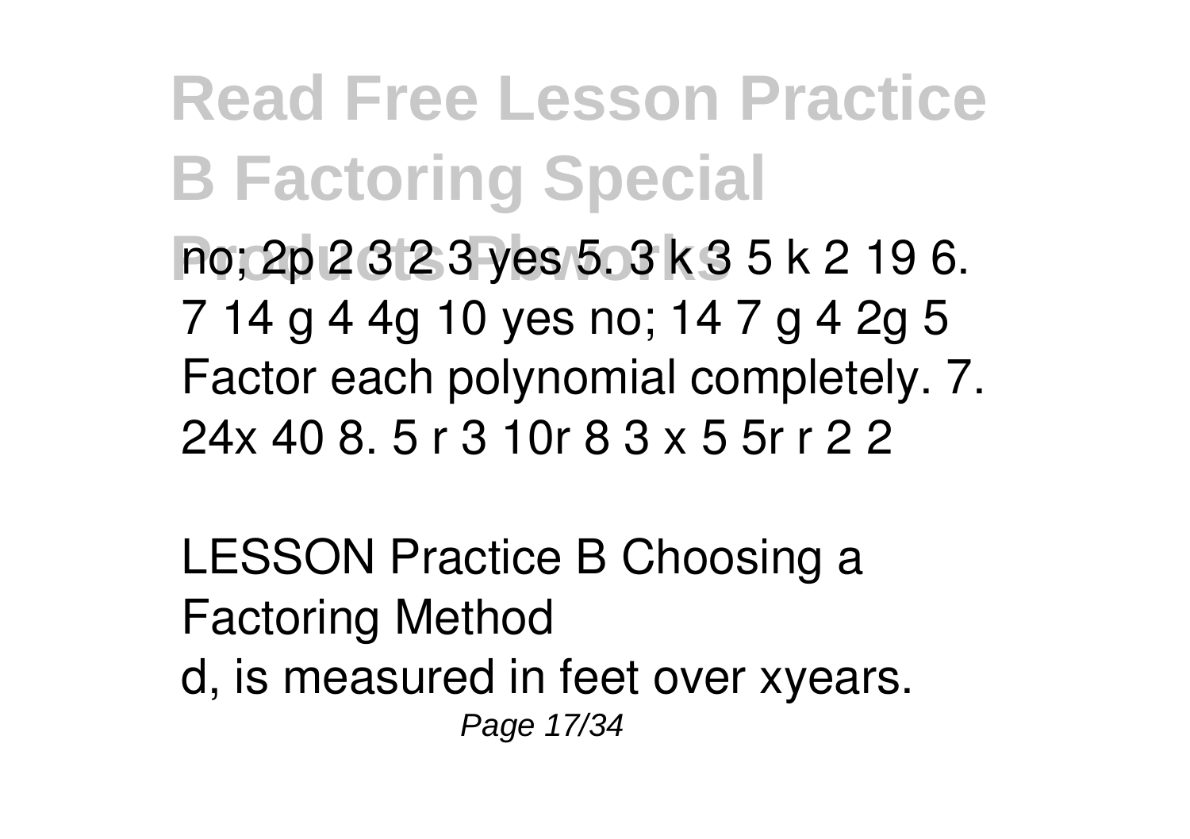no; 2p 2 3 2 3 yes 5. 3 k 3 5 k 2 19 6. 7 14 g 4 4g 10 yes no; 14 7 g 4 2g 5 Factor each polynomial completely. 7. 24x 40 8. 5 r 3 10r 8 3 x 5 5r r 2 2

LESSON Practice B Choosing a Factoring Method

d, is measured in feet over xyears.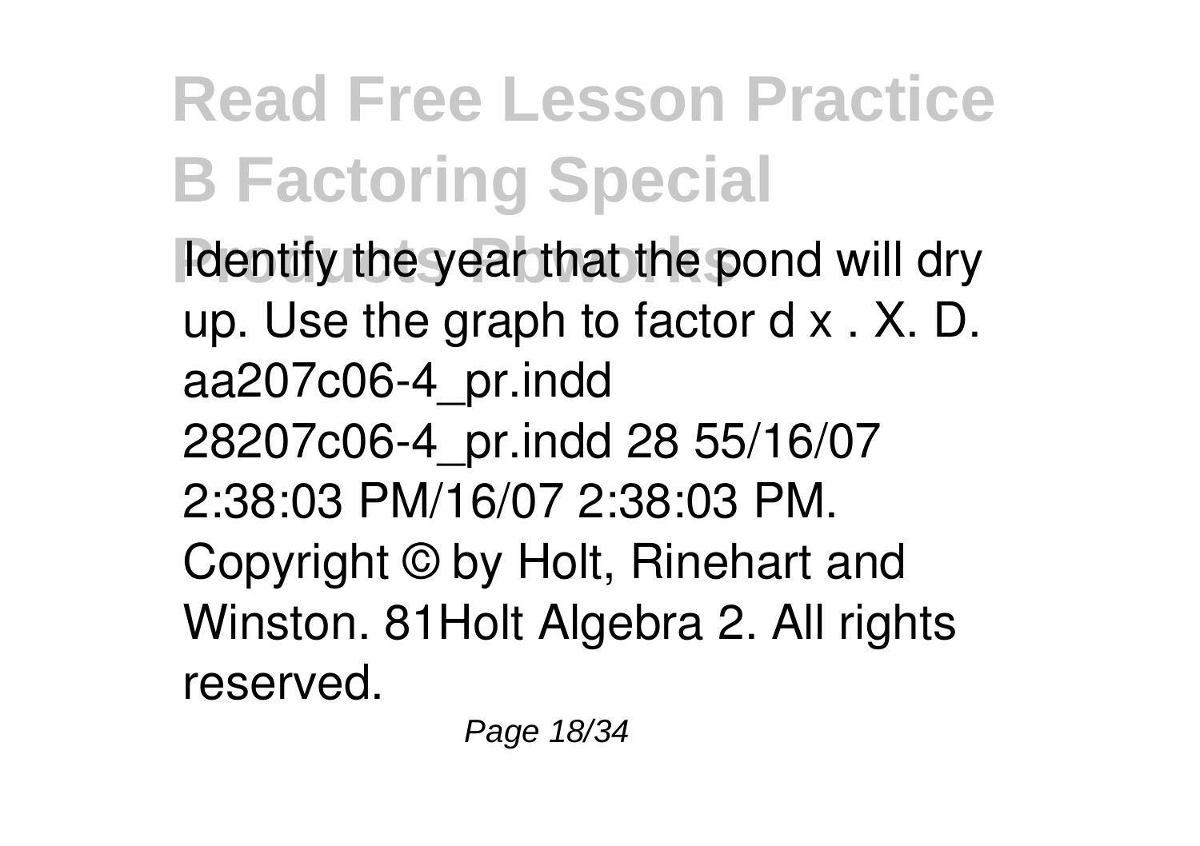Identify the year that the pond will dry up. Use the graph to factor d x . X. D. aa207c06-4_pr.indd 28207c06-4_pr.indd 28 55/16/07 2:38:03 PM/16/07 2:38:03 PM. Copyright © by Holt, Rinehart and Winston. 81Holt Algebra 2. All rights reserved.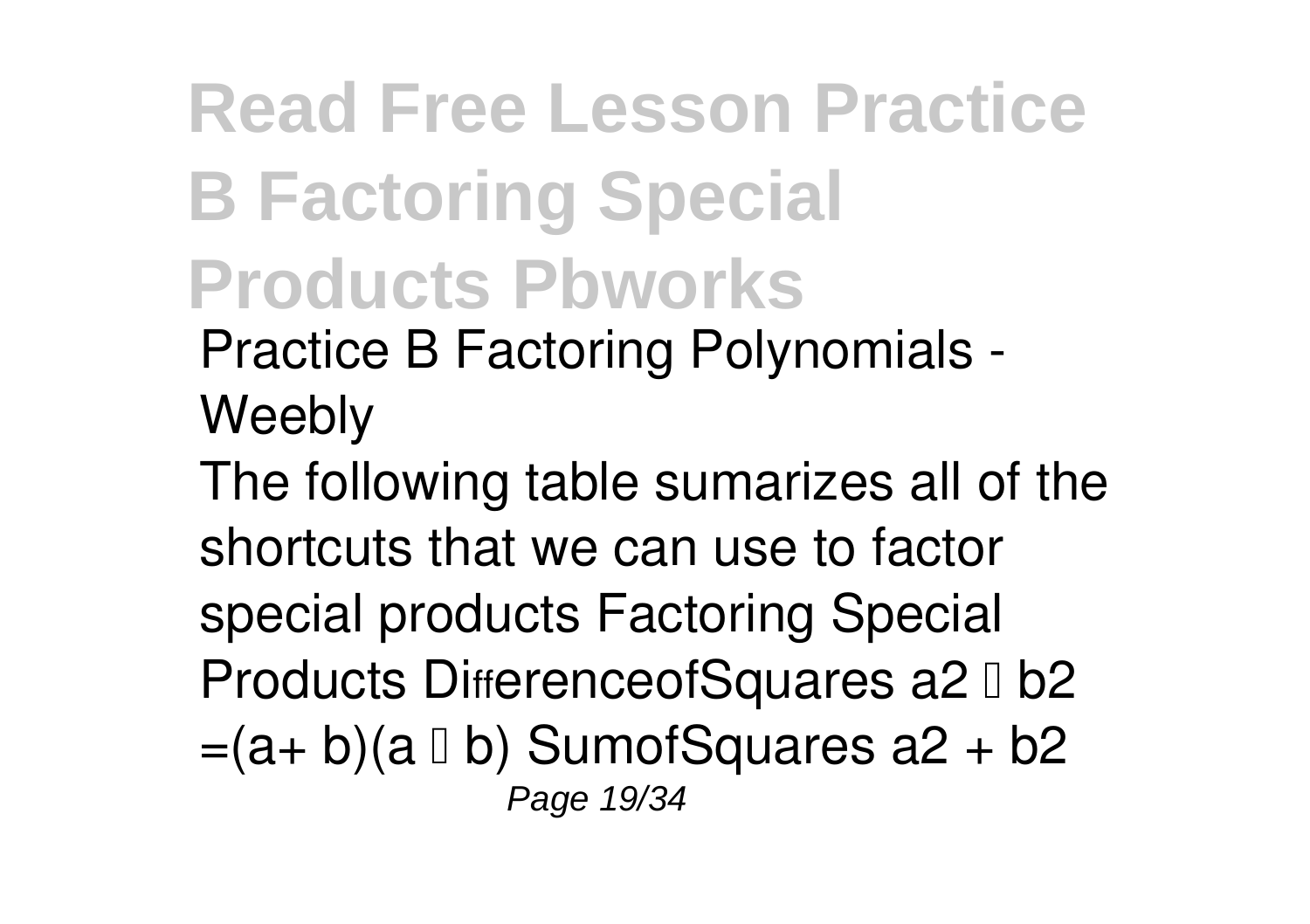# Read Free Lesson Practice B Factoring Special Products Pbworks

*Practice B Factoring Polynomials - Weebly*

The following table sumarizes all of the shortcuts that we can use to factor special products Factoring Special Products DifferenceofSquares $a^2 - b^2 = (a + b)(a - b)$ SumofSquares $a^2 + b^2$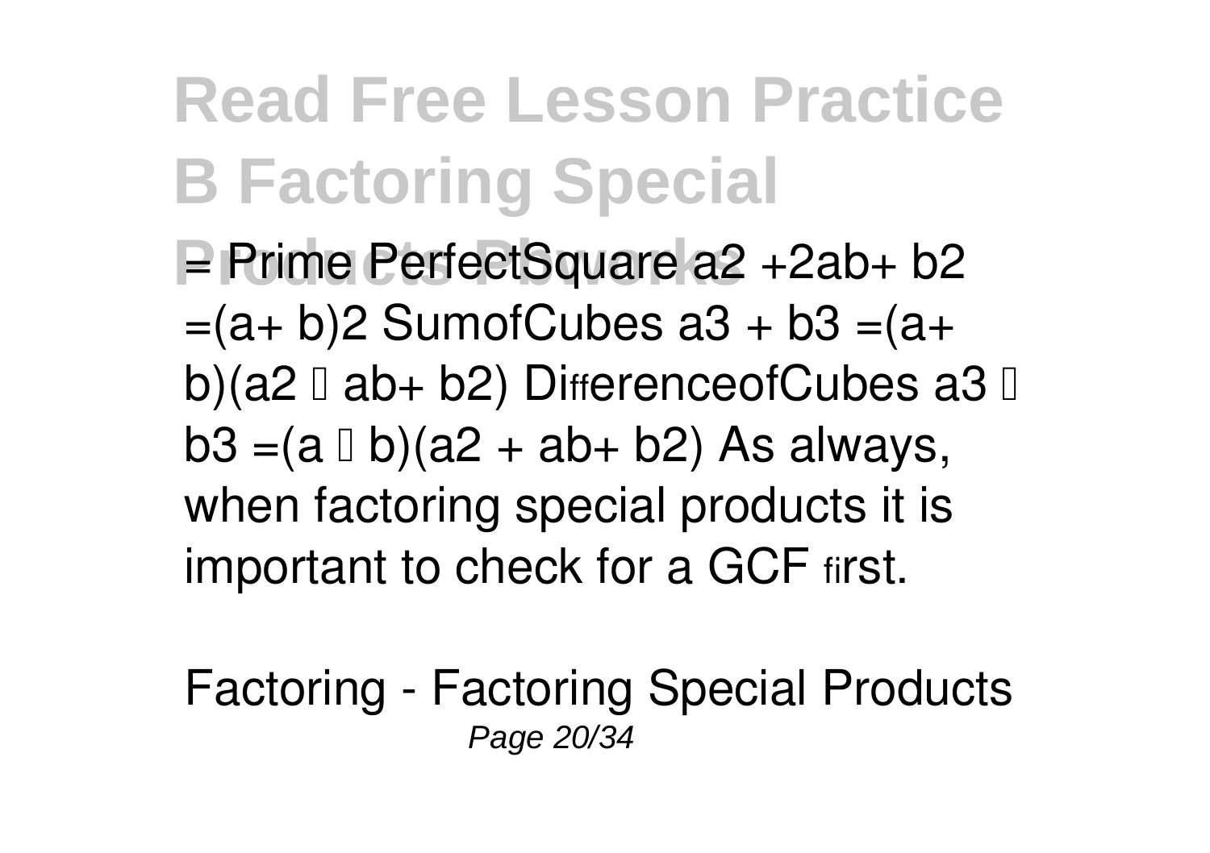= Prime PerfectSquare $a^2 + 2ab + b^2 = (a+b)^2$ SumofCubes $a^3 + b^3 = (a+b)(a^2 - ab + b^2)$ DifferenceofCubes $a^3 - b^3 = (a-b)(a^2 + ab + b^2)$ As always, when factoring special products it is important to check for a GCF first.

Factoring - Factoring Special Products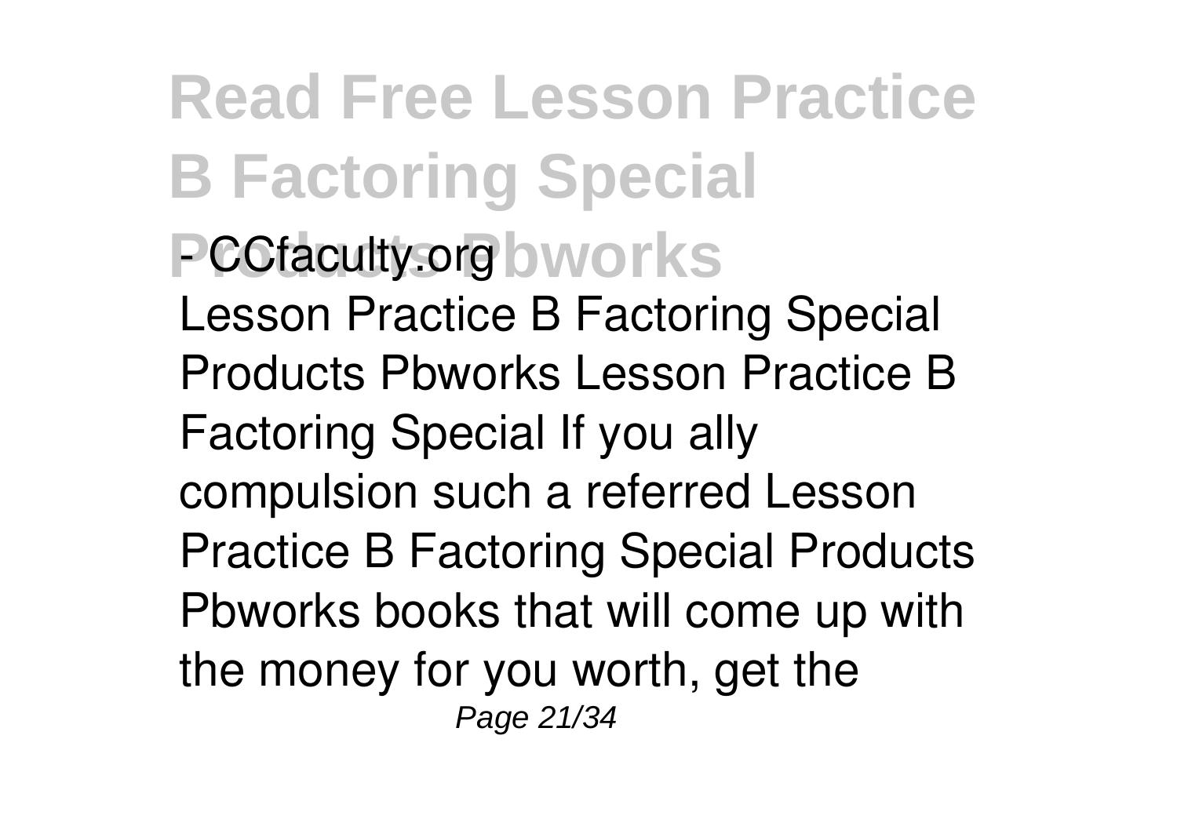# Read Free Lesson Practice B Factoring Special Products Pbworks

## - CCfaculty.org

Lesson Practice B Factoring Special Products Pbworks Lesson Practice B Factoring Special If you ally compulsion such a referred Lesson Practice B Factoring Special Products Pbworks books that will come up with the money for you worth, get the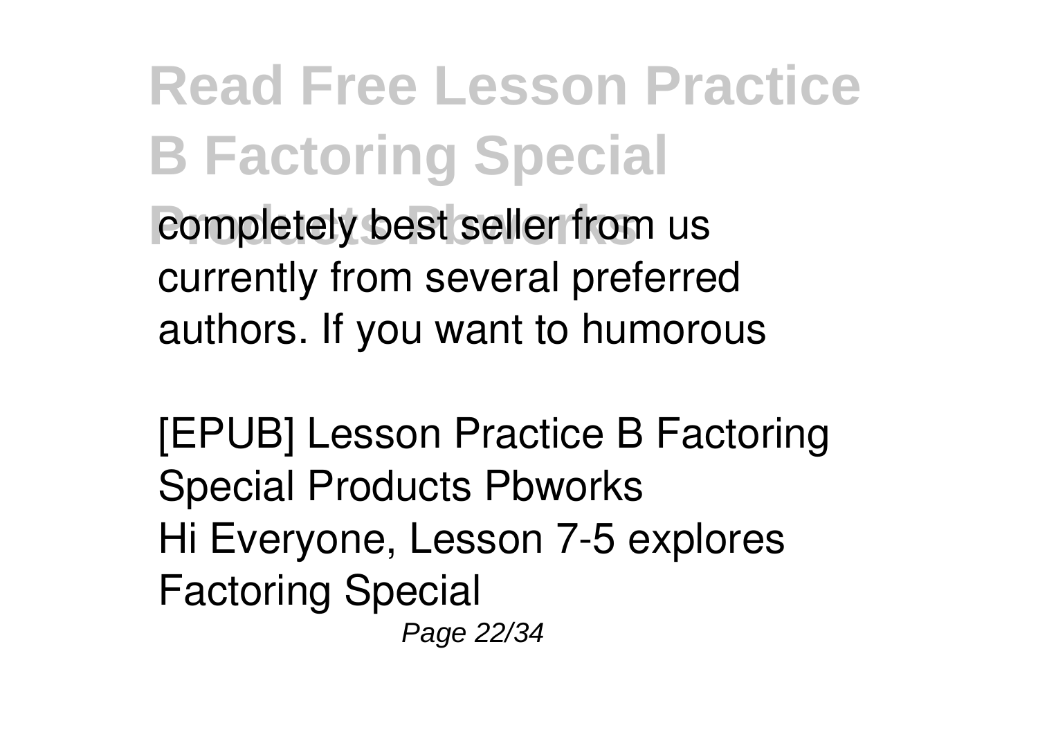completely best seller from us currently from several preferred authors. If you want to humorous

[EPUB] Lesson Practice B Factoring Special Products Pbworks
Hi Everyone, Lesson 7-5 explores Factoring Special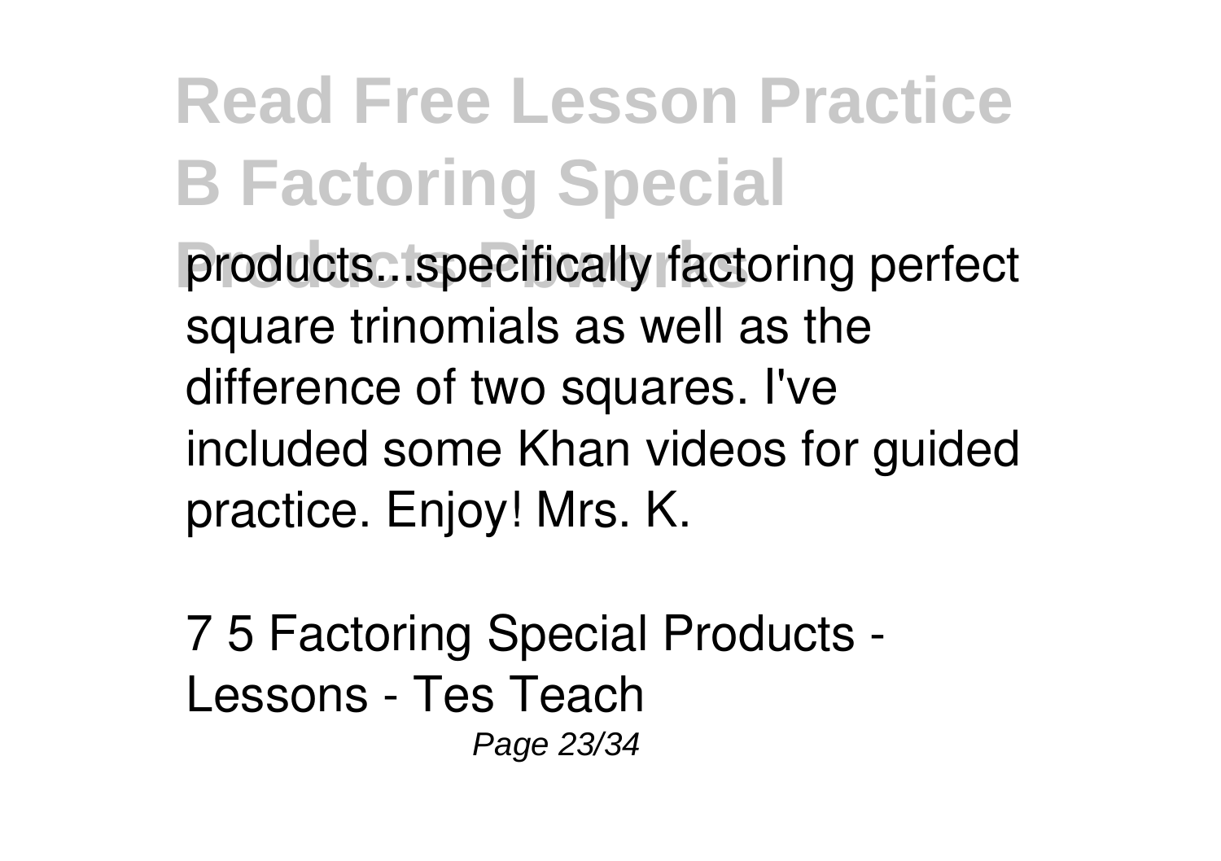products...specifically factoring perfect square trinomials as well as the difference of two squares. I've included some Khan videos for guided practice. Enjoy! Mrs. K.

**7 5 Factoring Special Products - Lessons - Tes Teach**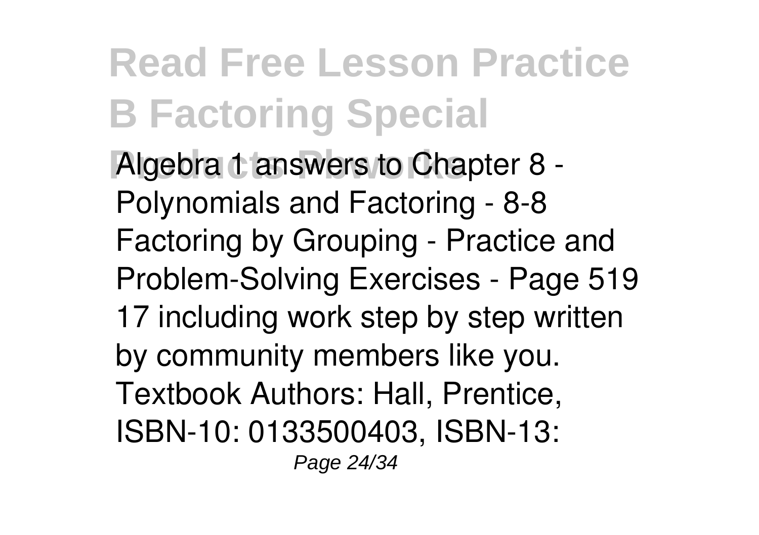Algebra 1 answers to Chapter 8 - Polynomials and Factoring - 8-8 Factoring by Grouping - Practice and Problem-Solving Exercises - Page 519 17 including work step by step written by community members like you. Textbook Authors: Hall, Prentice, ISBN-10: 0133500403, ISBN-13: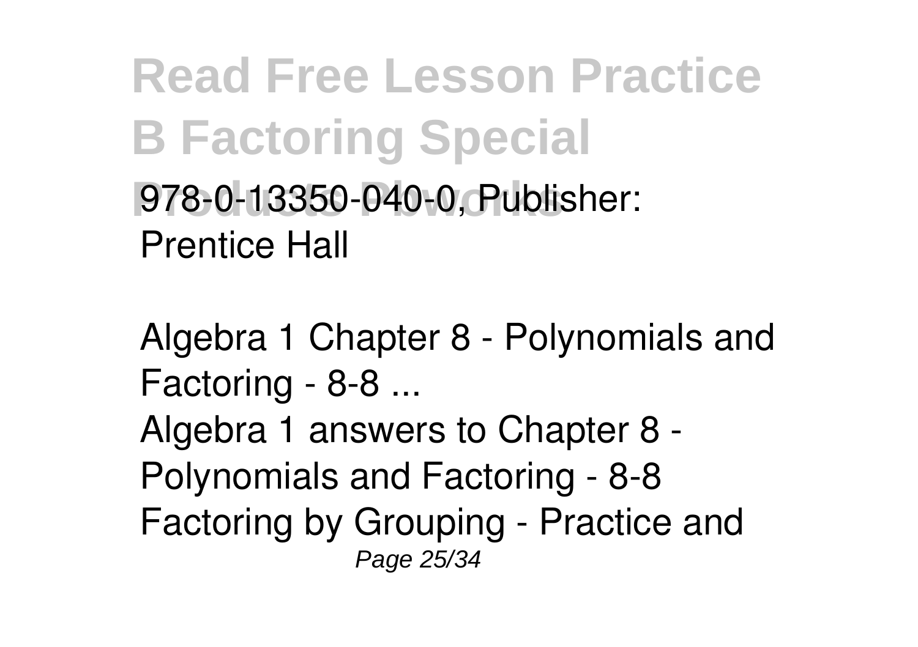978-0-13350-040-0, Publisher: Prentice Hall

Algebra 1 Chapter 8 - Polynomials and Factoring - 8-8 ...

Algebra 1 answers to Chapter 8 - Polynomials and Factoring - 8-8 Factoring by Grouping - Practice and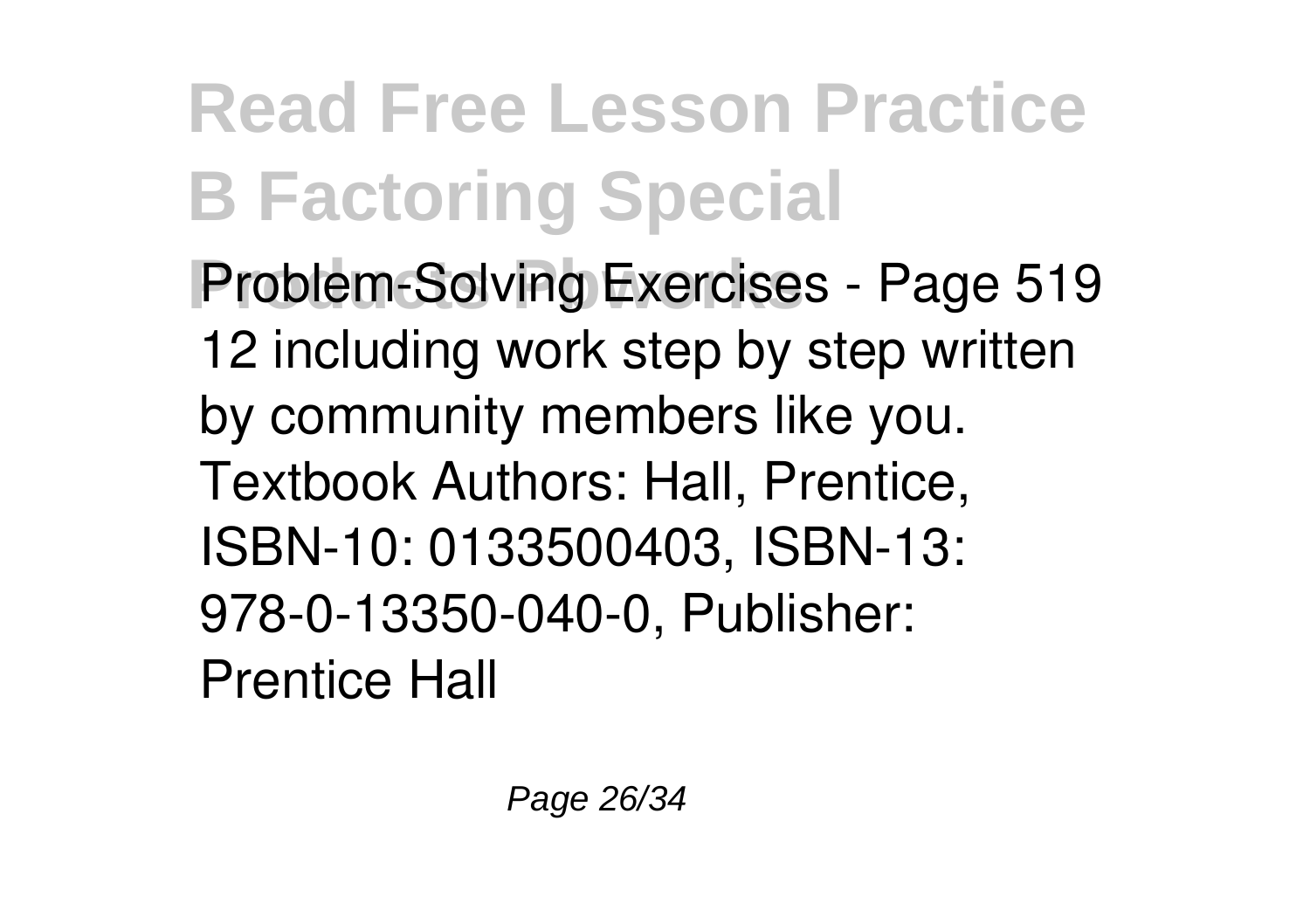Problem-Solving Exercises - Page 519 12 including work step by step written by community members like you. Textbook Authors: Hall, Prentice, ISBN-10: 0133500403, ISBN-13: 978-0-13350-040-0, Publisher: Prentice Hall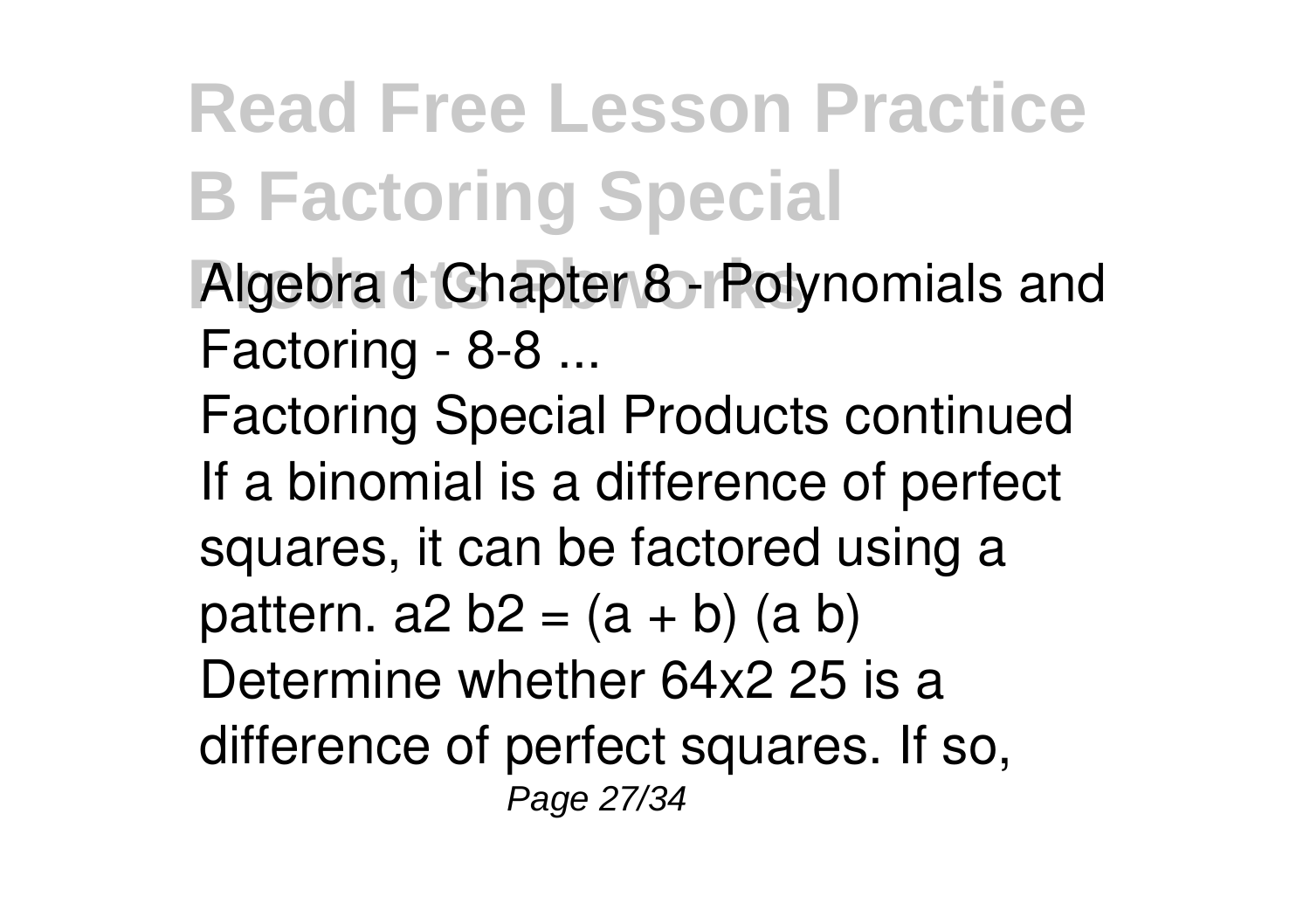Algebra 1 Chapter 8 - Polynomials and Factoring - 8-8 ...

Factoring Special Products continued If a binomial is a difference of perfect squares, it can be factored using a pattern. a2 b2 = (a + b) (a b) Determine whether 64x2 25 is a difference of perfect squares. If so,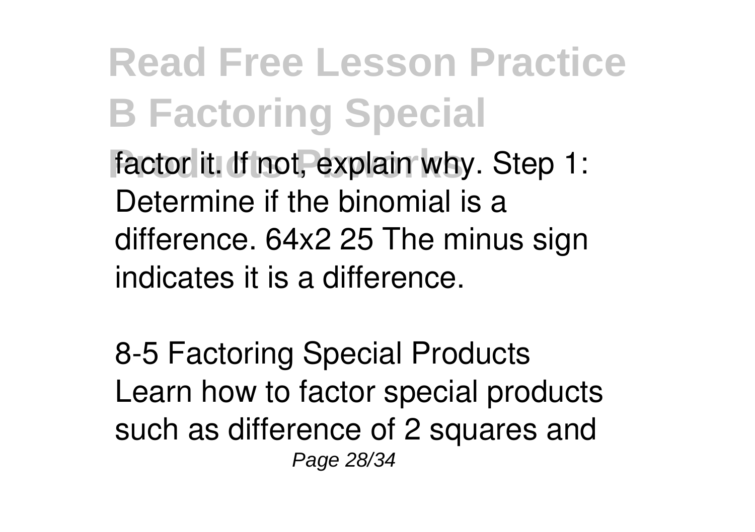factor it. If not, explain why. Step 1: Determine if the binomial is a difference. 64x2 25 The minus sign indicates it is a difference.

8-5 Factoring Special Products

Learn how to factor special products such as difference of 2 squares and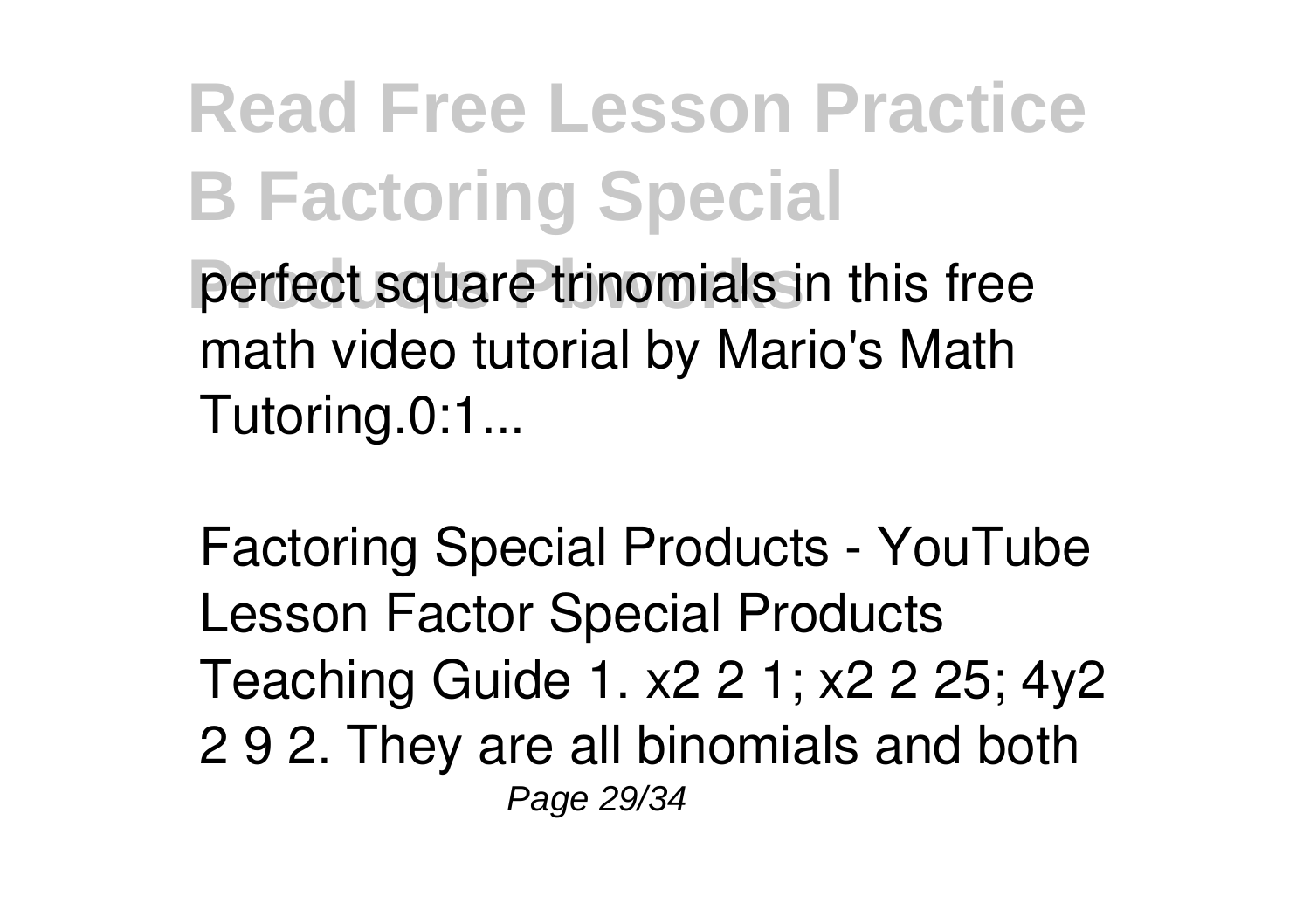perfect square trinomials in this free math video tutorial by Mario's Math Tutoring.0:1...

Factoring Special Products - YouTube
Lesson Factor Special Products Teaching Guide 1. x2 2 1; x2 2 25; 4y2 2 9 2. They are all binomials and both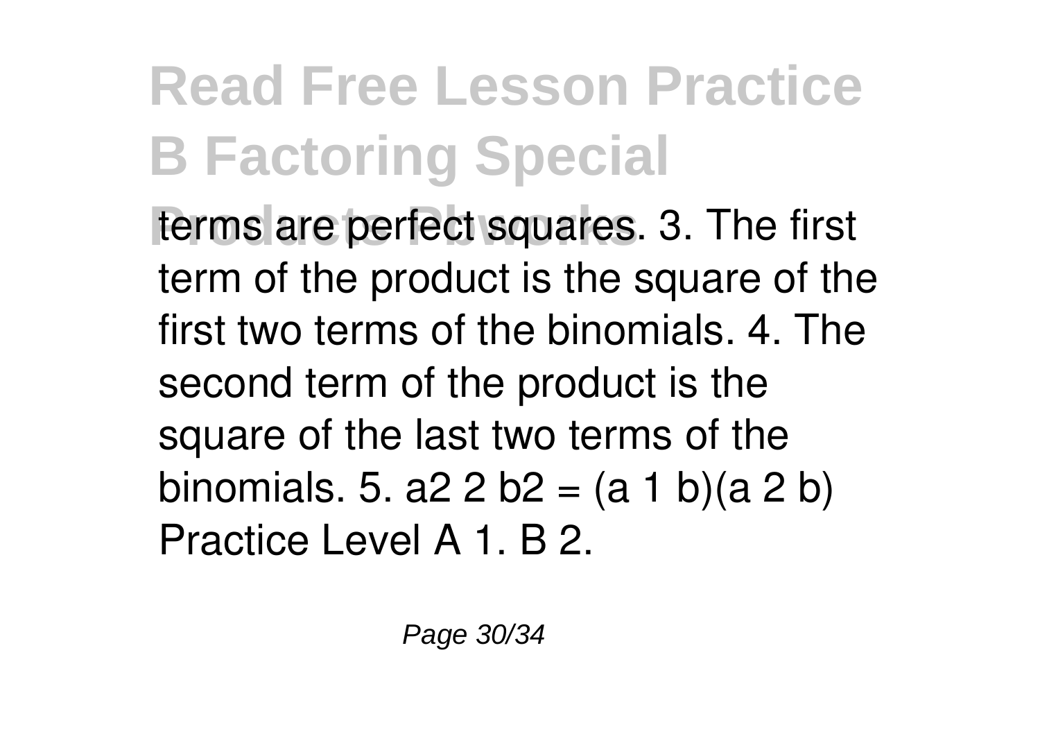# Read Free Lesson Practice B Factoring Special Products Pbworks

terms are perfect squares. 3. The first term of the product is the square of the first two terms of the binomials. 4. The second term of the product is the square of the last two terms of the binomials. 5. a2 2 b2 = (a 1 b)(a 2 b) Practice Level A 1. B 2.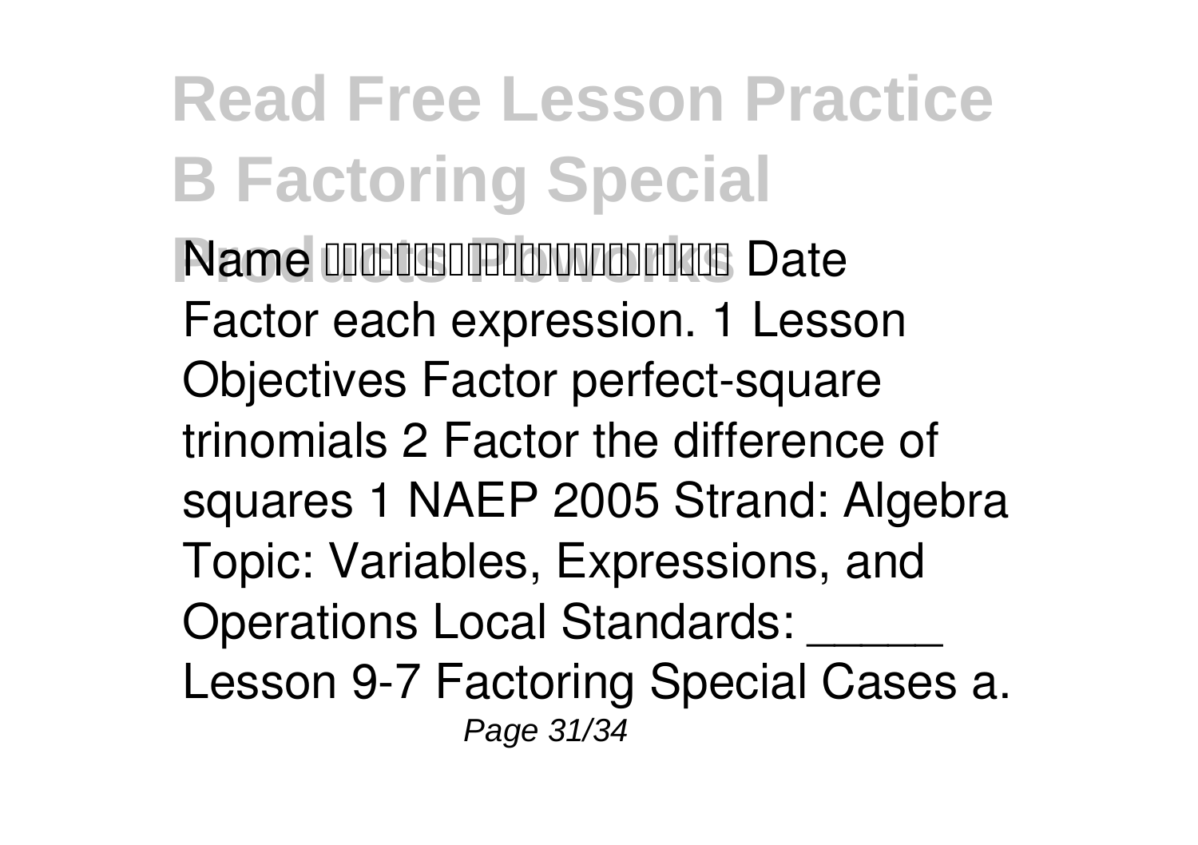Name Date

Factor each expression. 1 Lesson Objectives Factor perfect-square trinomials 2 Factor the difference of squares 1 NAEP 2005 Strand: Algebra Topic: Variables, Expressions, and Operations Local Standards: _____ Lesson 9-7 Factoring Special Cases a.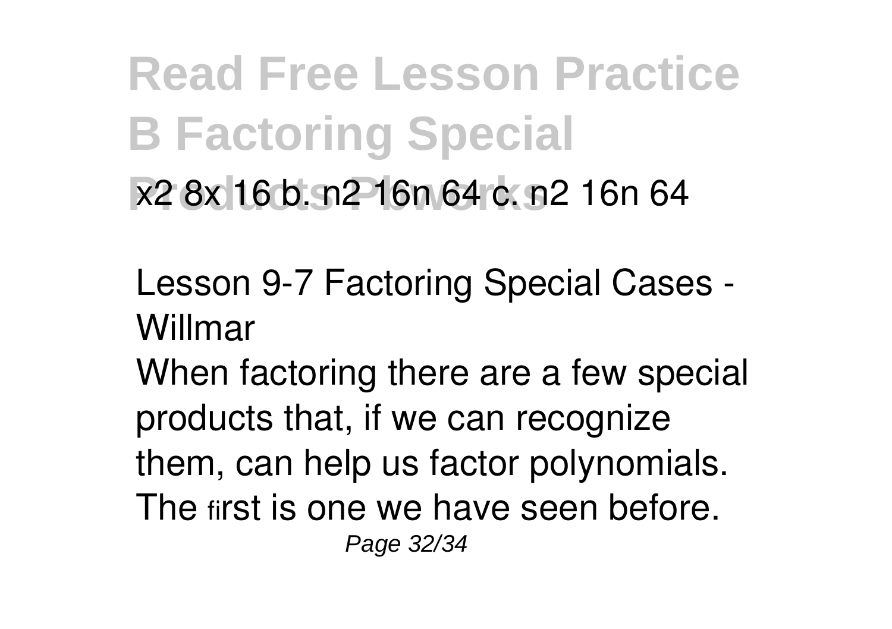$x^2$ $8x$ 16 b. $n^2$ $16n$ 64 c. $n^2$ $16n$ 64

Lesson 9-7 Factoring Special Cases - Willmar

When factoring there are a few special products that, if we can recognize them, can help us factor polynomials. The first is one we have seen before.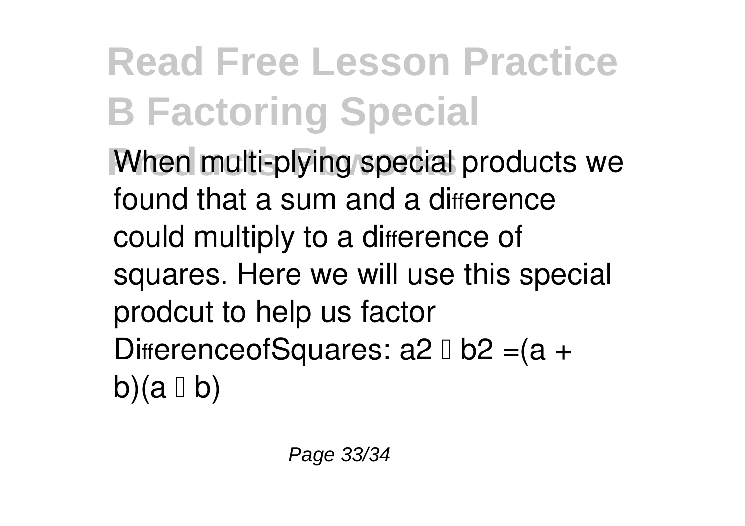# Read Free Lesson Practice B Factoring Special Products Pbworks

When multi-plying special products we found that a sum and a difference could multiply to a difference of squares. Here we will use this special prodcut to help us factor DifferenceofSquares: $a^2 - b^2 = (a + b)(a - b)$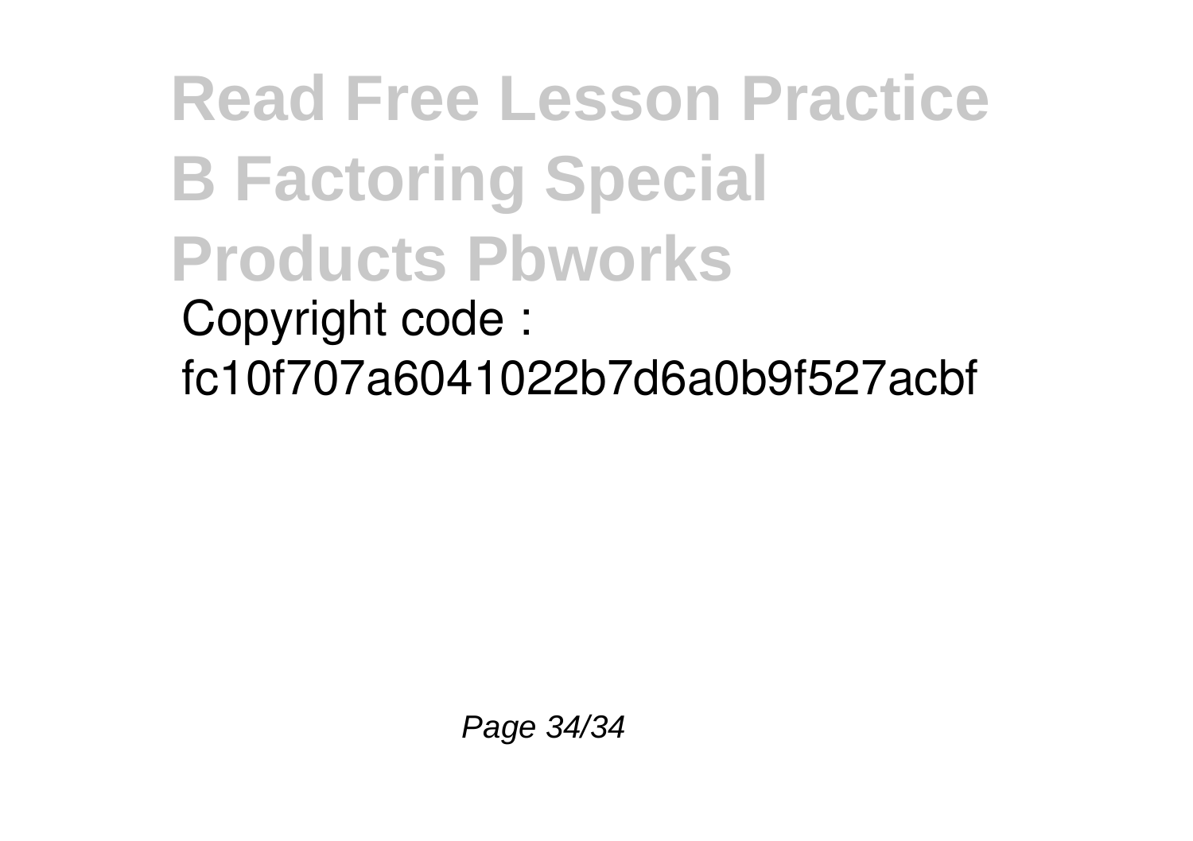Copyright code : fc10f707a6041022b7d6a0b9f527acbf